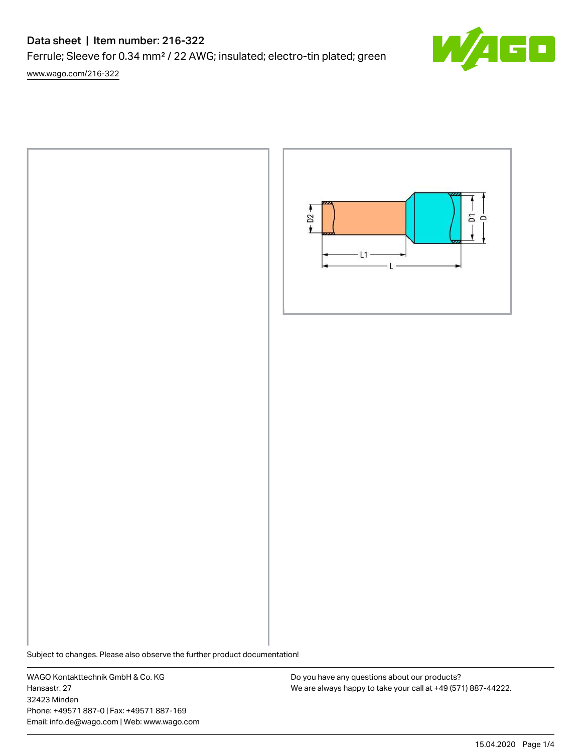# Data sheet | Item number: 216-322

Ferrule; Sleeve for 0.34 mm² / 22 AWG; insulated; electro-tin plated; green

www.wago.com/216-322

D2

L1

L

D1

D

Subject to changes. Please also observe the further product documentation!

WAGO Kontakttechnik GmbH & Co. KG
Hansastr. 27
32423 Minden
Phone: +49571 887-0 | Fax: +49571 887-169
Email: info.de@wago.com | Web: www.wago.com

Do you have any questions about our products?
We are always happy to take your call at +49 (571) 887-44222.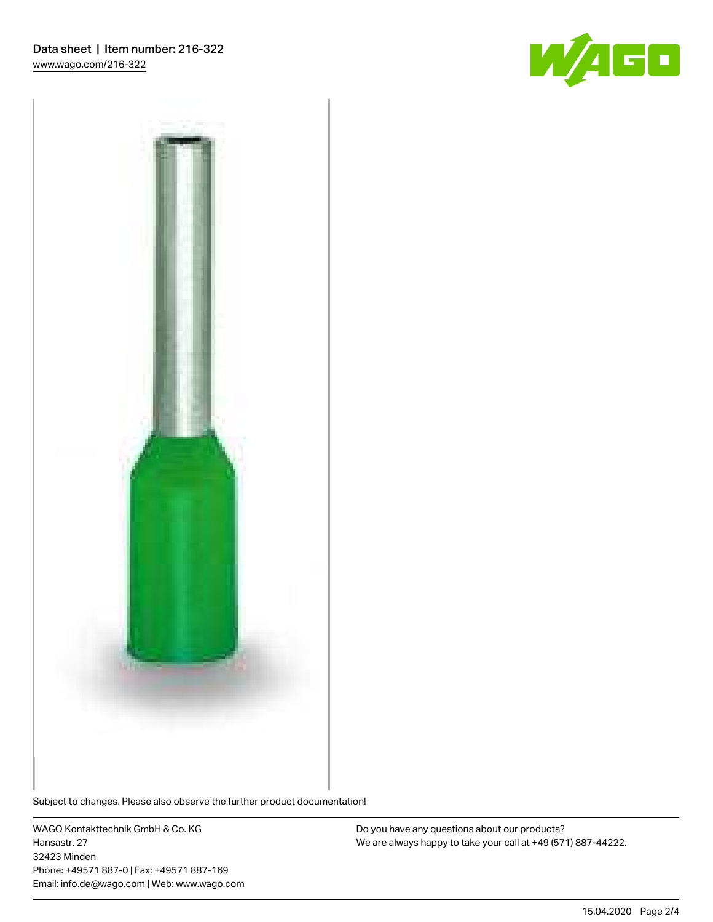Subject to changes. Please also observe the further product documentation!

WAGO Kontakttechnik GmbH & Co. KG
Hansastr. 27
32423 Minden
Phone: +49571 887-0 | Fax: +49571 887-169
Email: info.de@wago.com | Web: www.wago.com

Do you have any questions about our products?
We are always happy to take your call at +49 (571) 887-44222.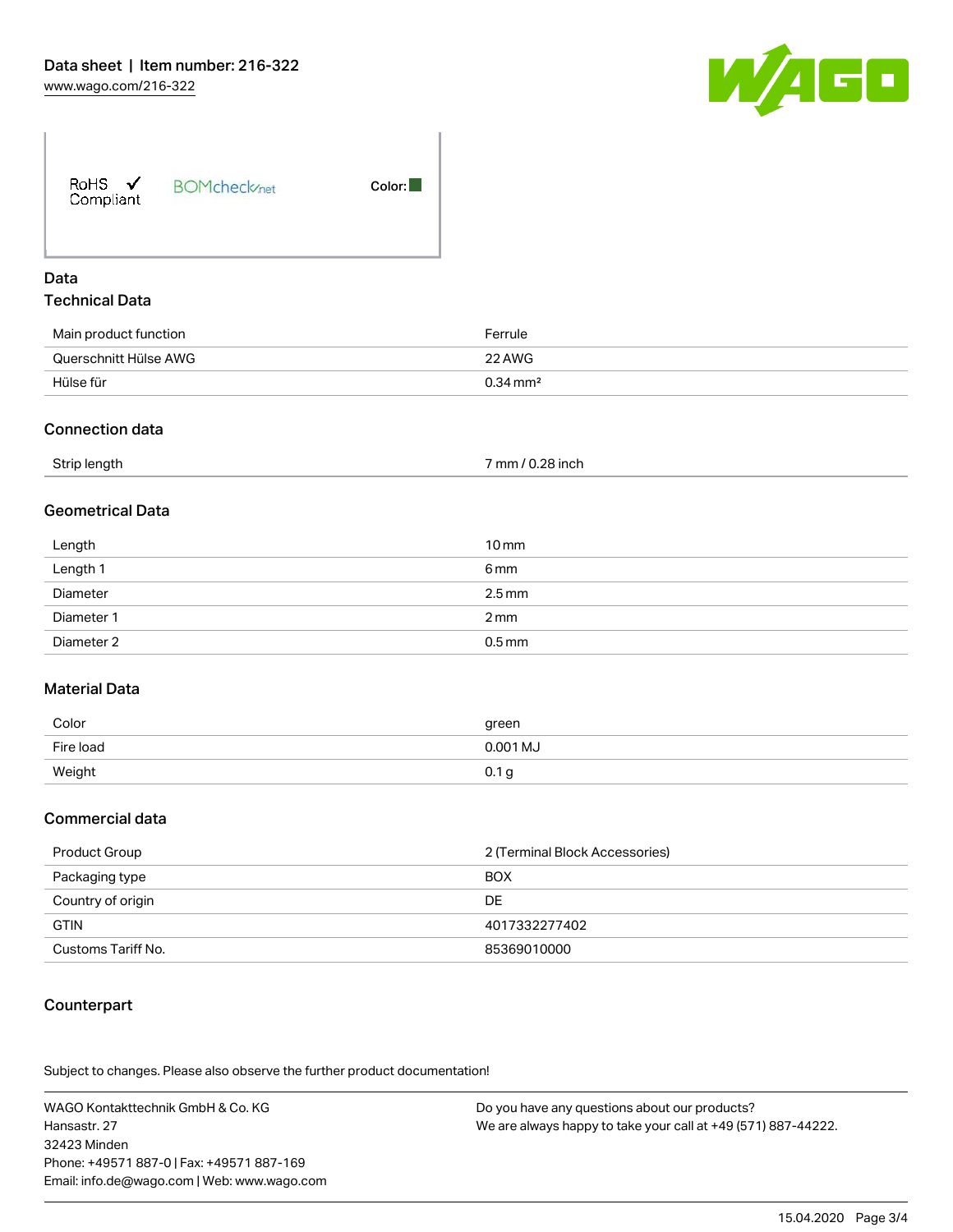Data sheet | Item number: 216-322
www.wago.com/216-322

RoHS ✓ Compliant BOMcheck.net Color:

## Data

### Technical Data

| | |
|---|---|
| Main product function | Ferrule |
| Querschnitt Hülse AWG | 22 AWG |
| Hülse für | 0.34 mm² |

### Connection data

| | |
|---|---|
| Strip length | 7 mm / 0.28 inch |

### Geometrical Data

| | |
|---|---|
| Length | 10 mm |
| Length 1 | 6 mm |
| Diameter | 2.5 mm |
| Diameter 1 | 2 mm |
| Diameter 2 | 0.5 mm |

### Material Data

| | |
|---|---|
| Color | green |
| Fire load | 0.001 MJ |
| Weight | 0.1 g |

### Commercial data

| | |
|---|---|
| Product Group | 2 (Terminal Block Accessories) |
| Packaging type | BOX |
| Country of origin | DE |
| GTIN | 4017332277402 |
| Customs Tariff No. | 85369010000 |

### Counterpart

Subject to changes. Please also observe the further product documentation!

WAGO Kontakttechnik GmbH & Co. KG
Hansastr. 27
32423 Minden
Phone: +49571 887-0 | Fax: +49571 887-169
Email: info.de@wago.com | Web: www.wago.com

Do you have any questions about our products?
We are always happy to take your call at +49 (571) 887-44222.

15.04.2020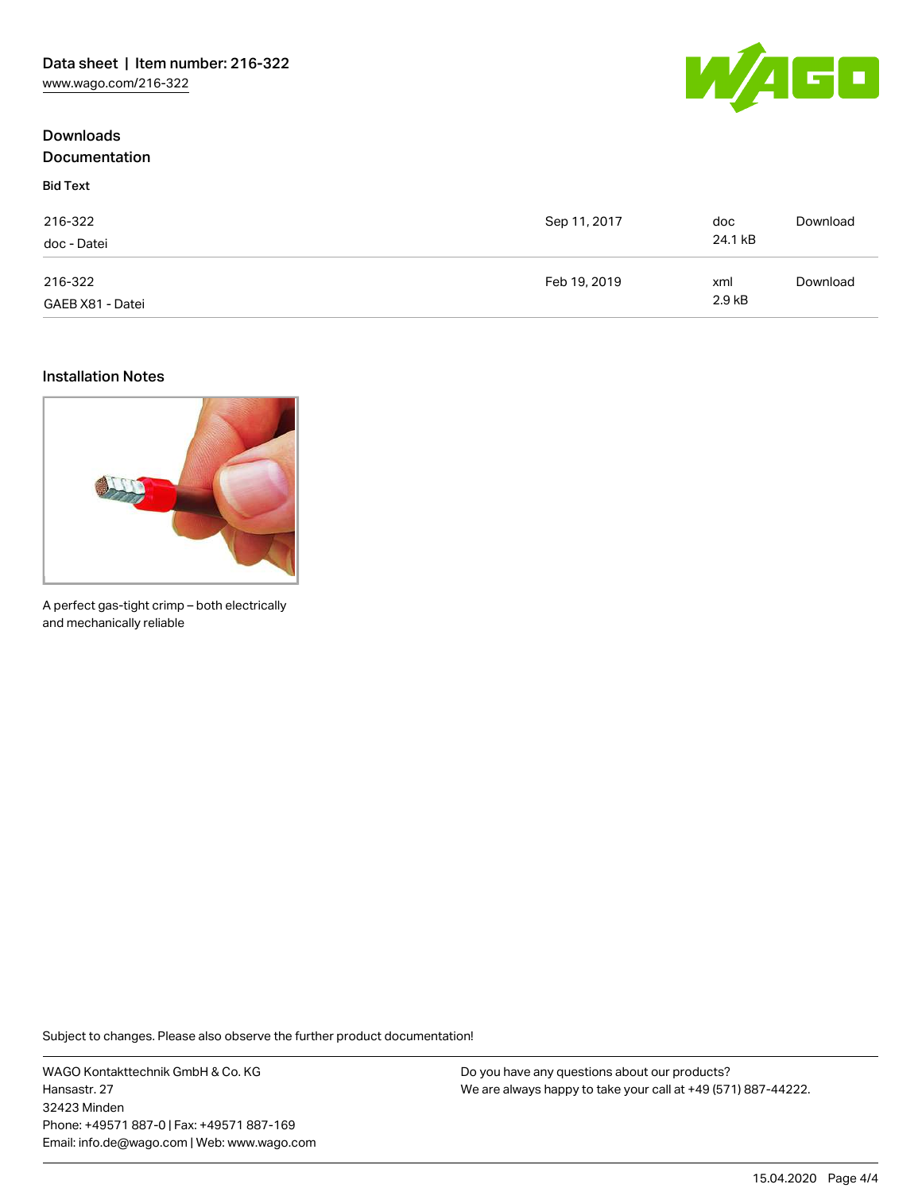## Downloads

## Documentation

**Bid Text**

| | | | |
|---|---|---|---|
| 216-322<br>doc - Datei | Sep 11, 2017 | doc<br>24.1 kB | Download |
| 216-322<br>GAEB X81 - Datei | Feb 19, 2019 | xml<br>2.9 kB | Download |

## Installation Notes

A perfect gas-tight crimp – both electrically and mechanically reliable

Subject to changes. Please also observe the further product documentation!

WAGO Kontakttechnik GmbH & Co. KG
Hansastr. 27
32423 Minden
Phone: +49571 887-0 | Fax: +49571 887-169
Email: info.de@wago.com | Web: www.wago.com

Do you have any questions about our products?
We are always happy to take your call at +49 (571) 887-44222.

15.04.2020